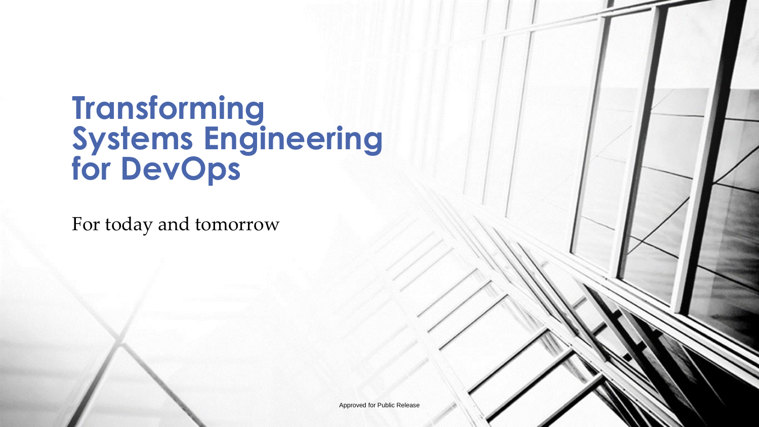# Transforming Systems Engineering for DevOps

For today and tomorrow

Approved for Public Release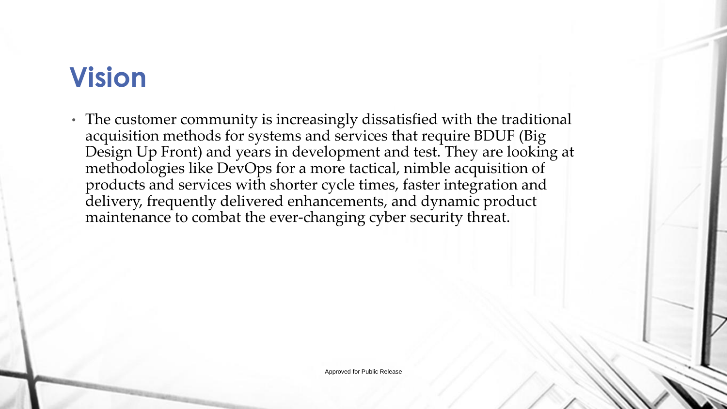# Vision

- The customer community is increasingly dissatisfied with the traditional acquisition methods for systems and services that require BDUF (Big Design Up Front) and years in development and test. They are looking at methodologies like DevOps for a more tactical, nimble acquisition of products and services with shorter cycle times, faster integration and delivery, frequently delivered enhancements, and dynamic product maintenance to combat the ever-changing cyber security threat.

Approved for Public Release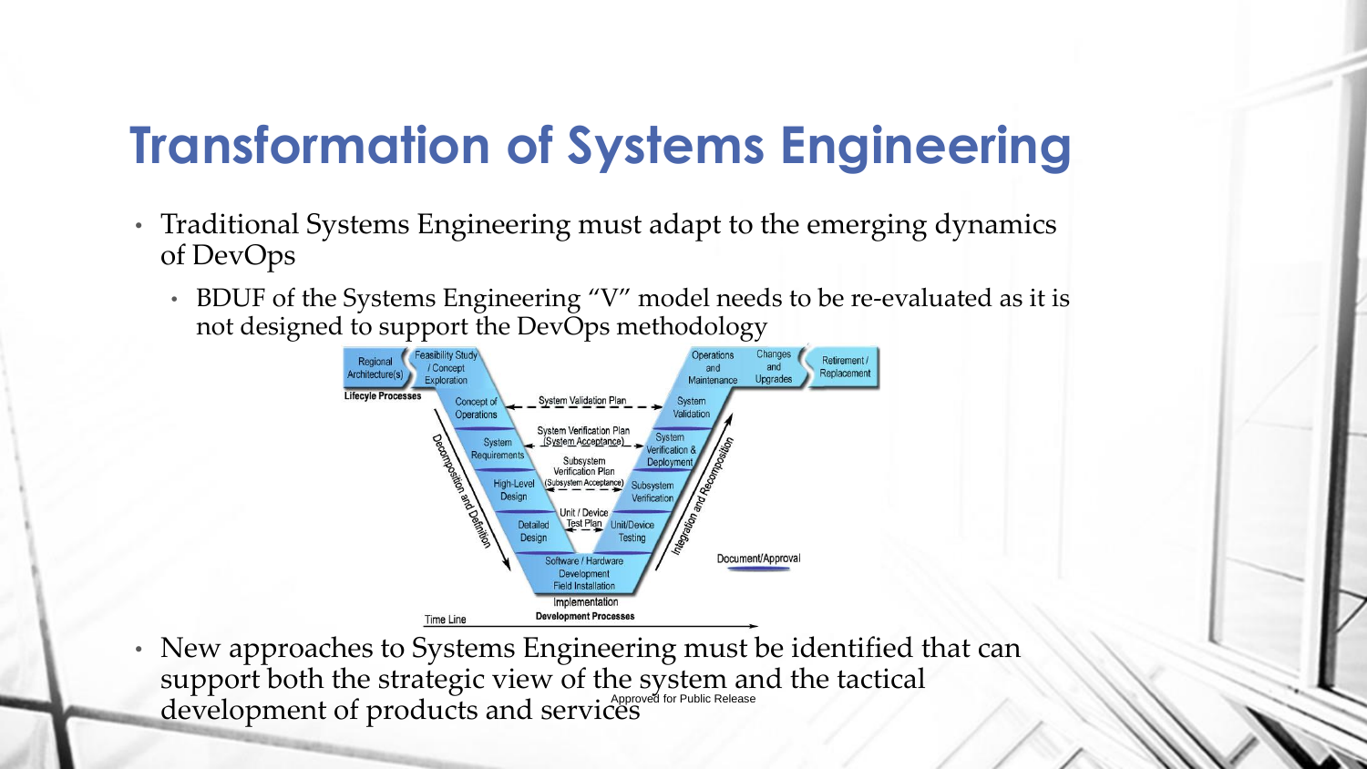# Transformation of Systems Engineering

- Traditional Systems Engineering must adapt to the emerging dynamics of DevOps
  - BDUF of the Systems Engineering "V" model needs to be re-evaluated as it is not designed to support the DevOps methodology
- New approaches to Systems Engineering must be identified that can support both the strategic view of the system and the tactical development of products and services

Approved for Public Release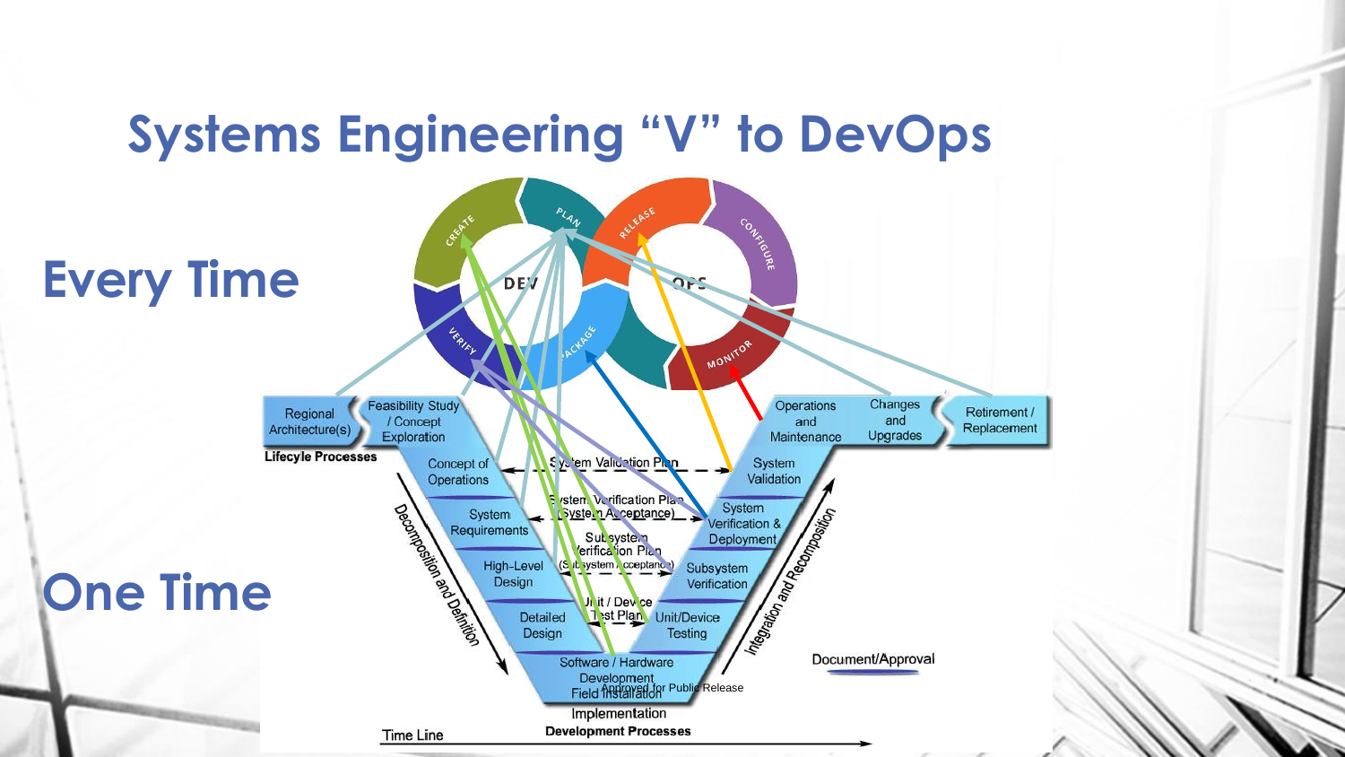# Systems Engineering "V" to DevOps

## Every Time

## One Time

DEV OPS

CREATE · PLAN · RELEASE · CONFIGURE · MONITOR · PACKAGE · VERIFY

Regional Architecture(s)

Feasibility Study / Concept Exploration

Lifecycle Processes

Concept of Operations

System Requirements

High-Level Design

Detailed Design

Software / Hardware Development Field Installation

Implementation

Development Processes

Unit/Device Testing

Subsystem Verification

System Verification & Deployment

System Validation

Operations and Maintenance

Changes and Upgrades

Retirement / Replacement

System Validation Plan

System Verification Plan (System Acceptance)

Subsystem Verification Plan (Subsystem Acceptance)

Unit / Device Test Plan

Approved for Public Release

Decomposition and Definition

Integration and Recomposition

Document/Approval

Time Line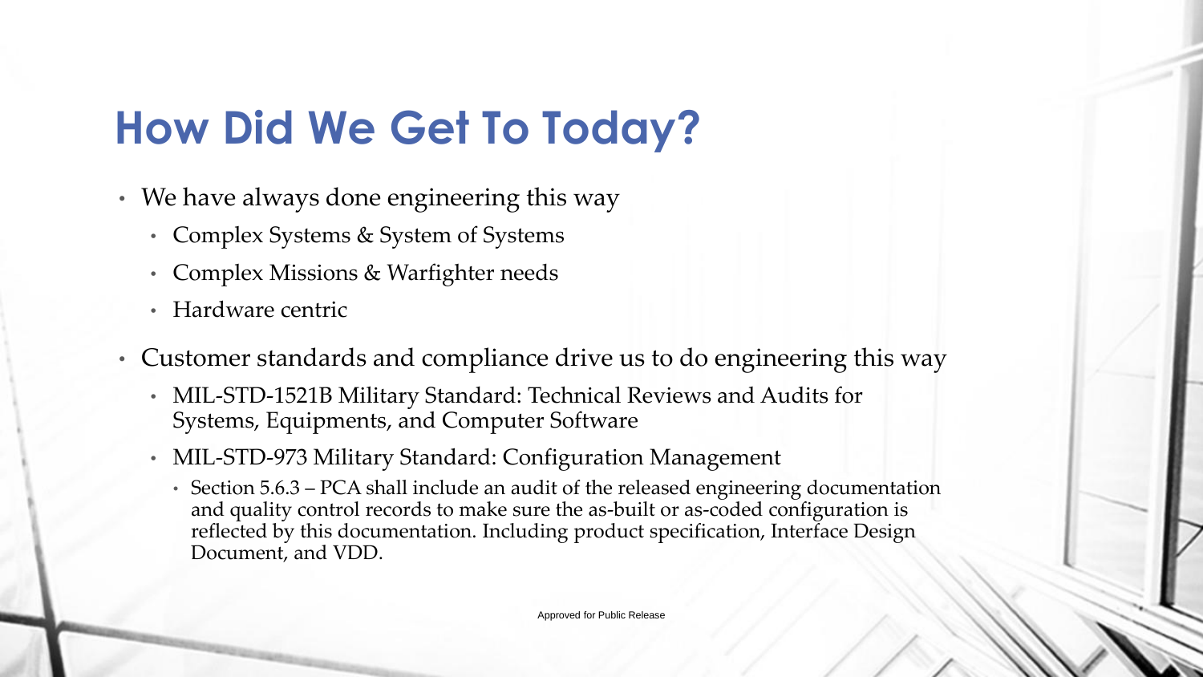# How Did We Get To Today?

- We have always done engineering this way
  - Complex Systems & System of Systems
  - Complex Missions & Warfighter needs
  - Hardware centric
- Customer standards and compliance drive us to do engineering this way
  - MIL-STD-1521B Military Standard: Technical Reviews and Audits for Systems, Equipments, and Computer Software
  - MIL-STD-973 Military Standard: Configuration Management
    - Section 5.6.3 – PCA shall include an audit of the released engineering documentation and quality control records to make sure the as-built or as-coded configuration is reflected by this documentation. Including product specification, Interface Design Document, and VDD.

Approved for Public Release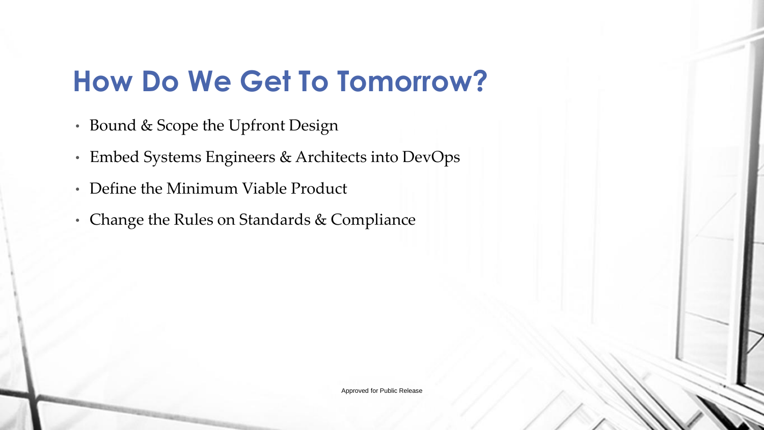# How Do We Get To Tomorrow?

- Bound & Scope the Upfront Design
- Embed Systems Engineers & Architects into DevOps
- Define the Minimum Viable Product
- Change the Rules on Standards & Compliance

Approved for Public Release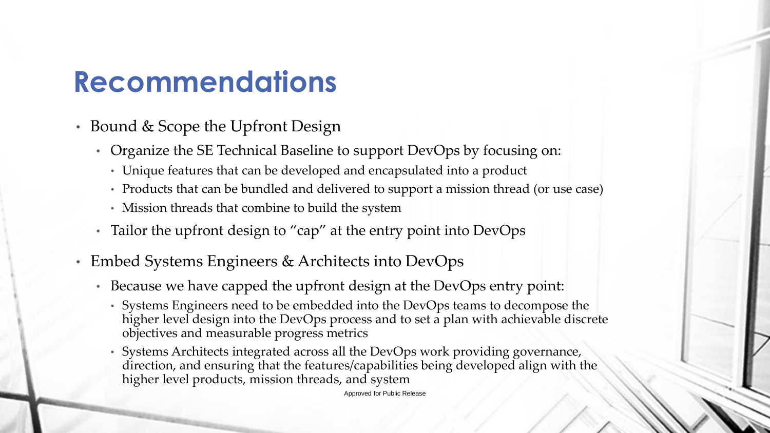# Recommendations

- Bound & Scope the Upfront Design
  - Organize the SE Technical Baseline to support DevOps by focusing on:
    - Unique features that can be developed and encapsulated into a product
    - Products that can be bundled and delivered to support a mission thread (or use case)
    - Mission threads that combine to build the system
  - Tailor the upfront design to "cap" at the entry point into DevOps
- Embed Systems Engineers & Architects into DevOps
  - Because we have capped the upfront design at the DevOps entry point:
    - Systems Engineers need to be embedded into the DevOps teams to decompose the higher level design into the DevOps process and to set a plan with achievable discrete objectives and measurable progress metrics
    - Systems Architects integrated across all the DevOps work providing governance, direction, and ensuring that the features/capabilities being developed align with the higher level products, mission threads, and system

Approved for Public Release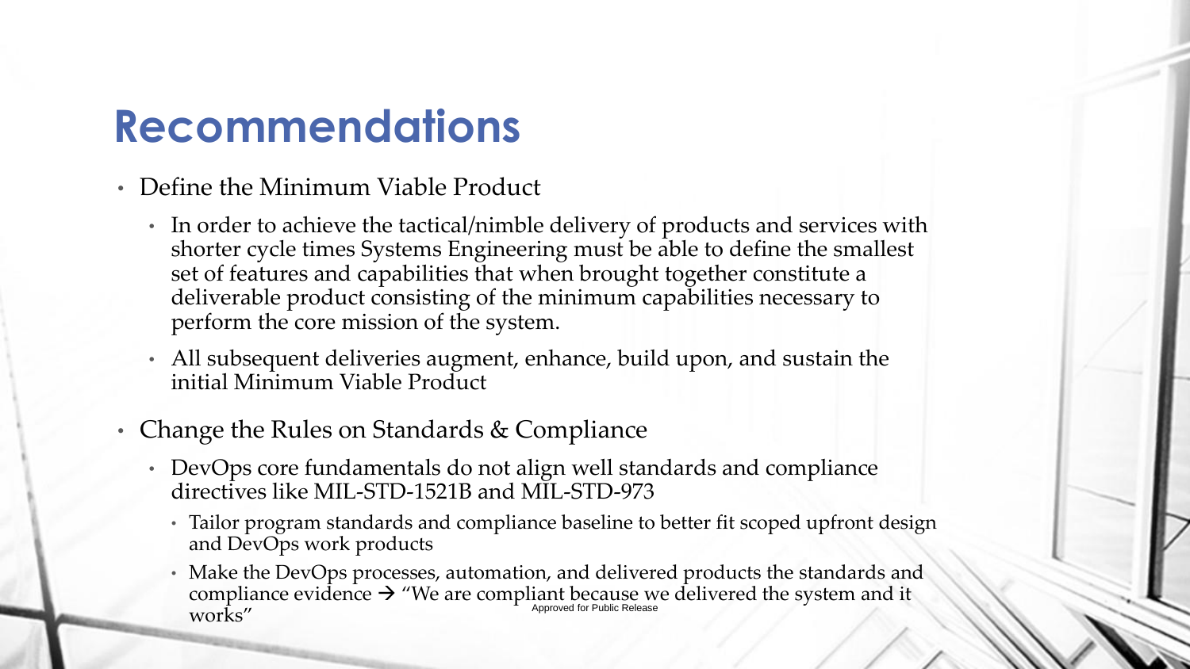# Recommendations

- Define the Minimum Viable Product
  - In order to achieve the tactical/nimble delivery of products and services with shorter cycle times Systems Engineering must be able to define the smallest set of features and capabilities that when brought together constitute a deliverable product consisting of the minimum capabilities necessary to perform the core mission of the system.
  - All subsequent deliveries augment, enhance, build upon, and sustain the initial Minimum Viable Product
- Change the Rules on Standards & Compliance
  - DevOps core fundamentals do not align well standards and compliance directives like MIL-STD-1521B and MIL-STD-973
    - Tailor program standards and compliance baseline to better fit scoped upfront design and DevOps work products
    - Make the DevOps processes, automation, and delivered products the standards and compliance evidence → "We are compliant because we delivered the system and it works"

Approved for Public Release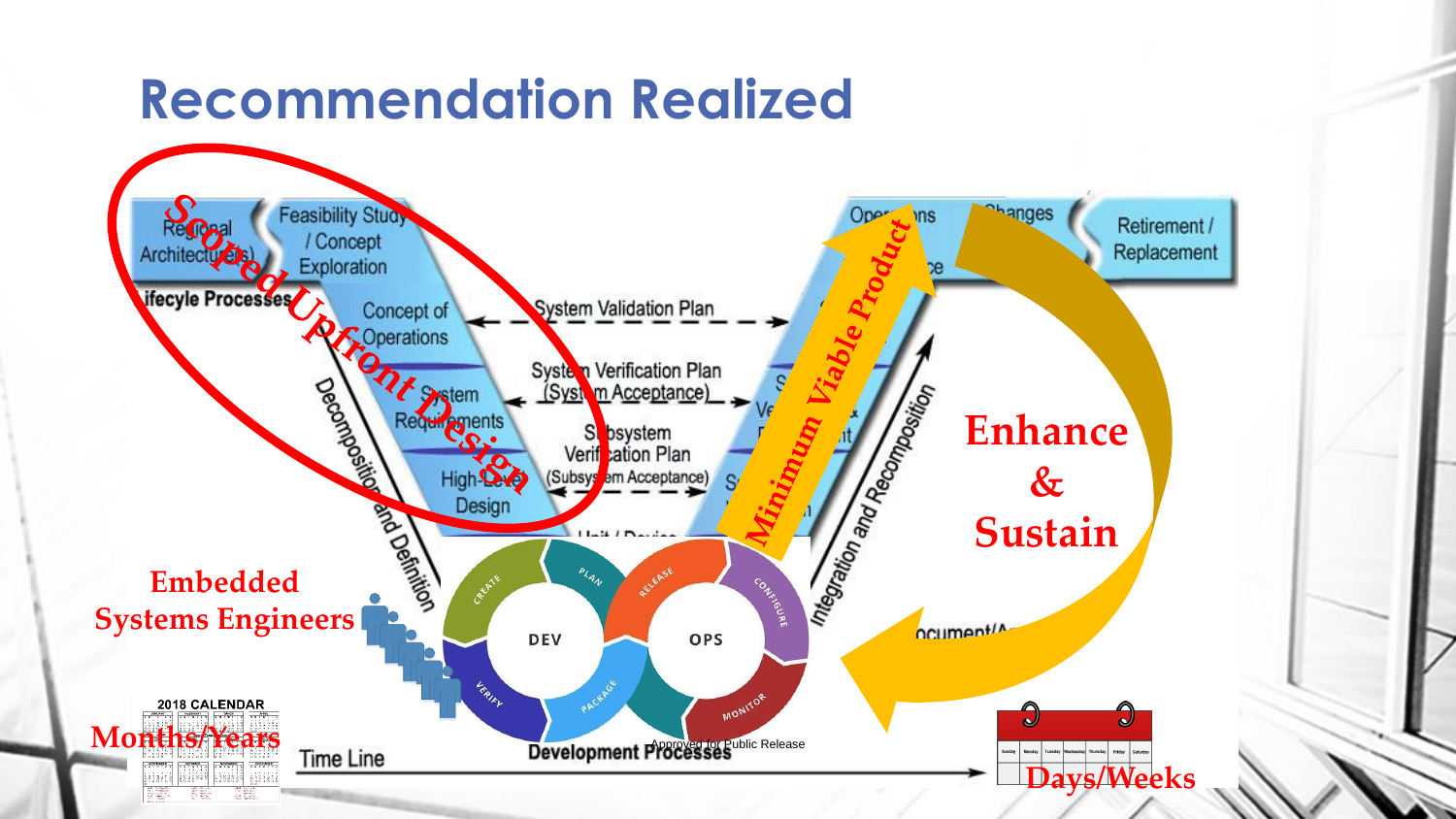# Recommendation Realized

Scoped Upfront Design

Regional Architecture(s)

Feasibility Study / Concept Exploration

Lifecyle Processes

Concept of Operations

System Requirements

High-Level Design

System Validation Plan

System Verification Plan (System Acceptance)

Subsystem Verification Plan (Subsystem Acceptance)

Decomposition and Definition

Integration and Recomposition

Operations

Changes

Retirement / Replacement

Minimum Viable Product

Enhance & Sustain

Embedded Systems Engineers

DEV

OPS

CREATE

PLAN

RELEASE

CONFIGURE

MONITOR

PACKAGE

VERIFY

2018 CALENDAR

Months/Years

Time Line

Development Processes

Approved for Public Release

Days/Weeks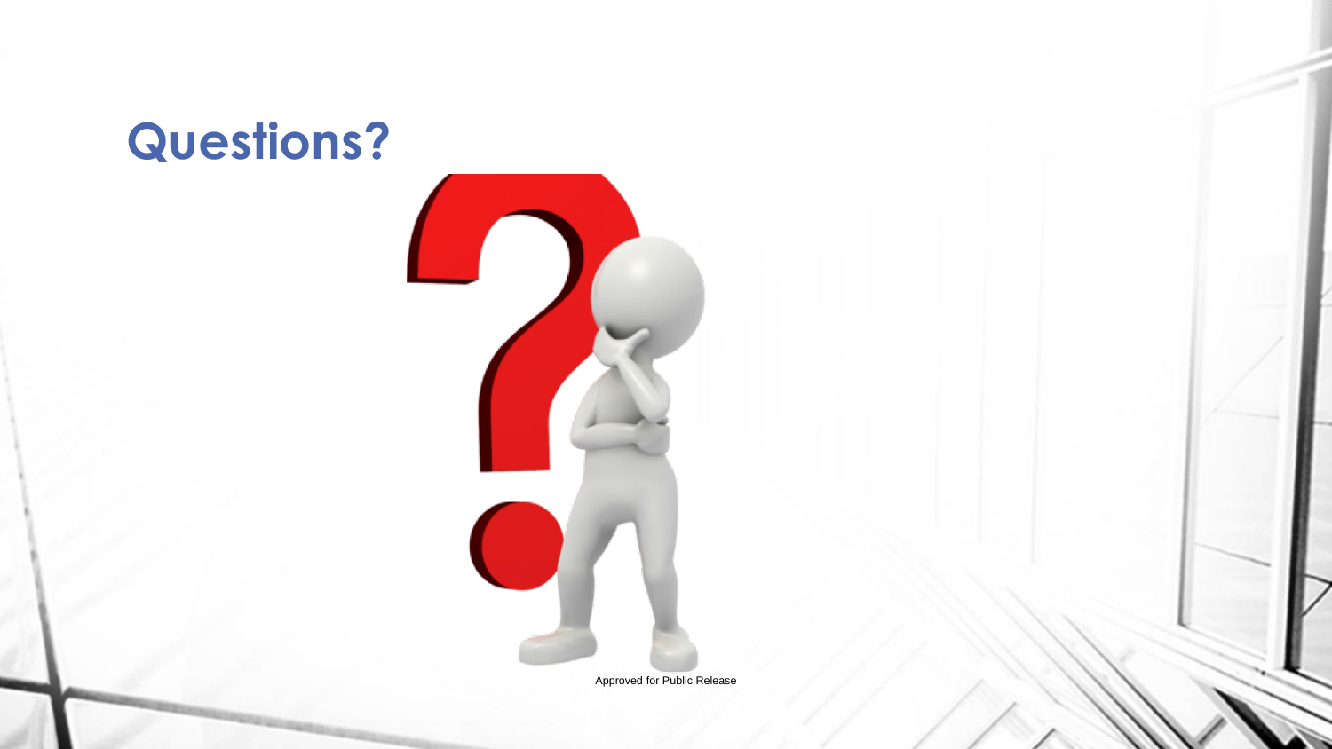# Questions?

Approved for Public Release